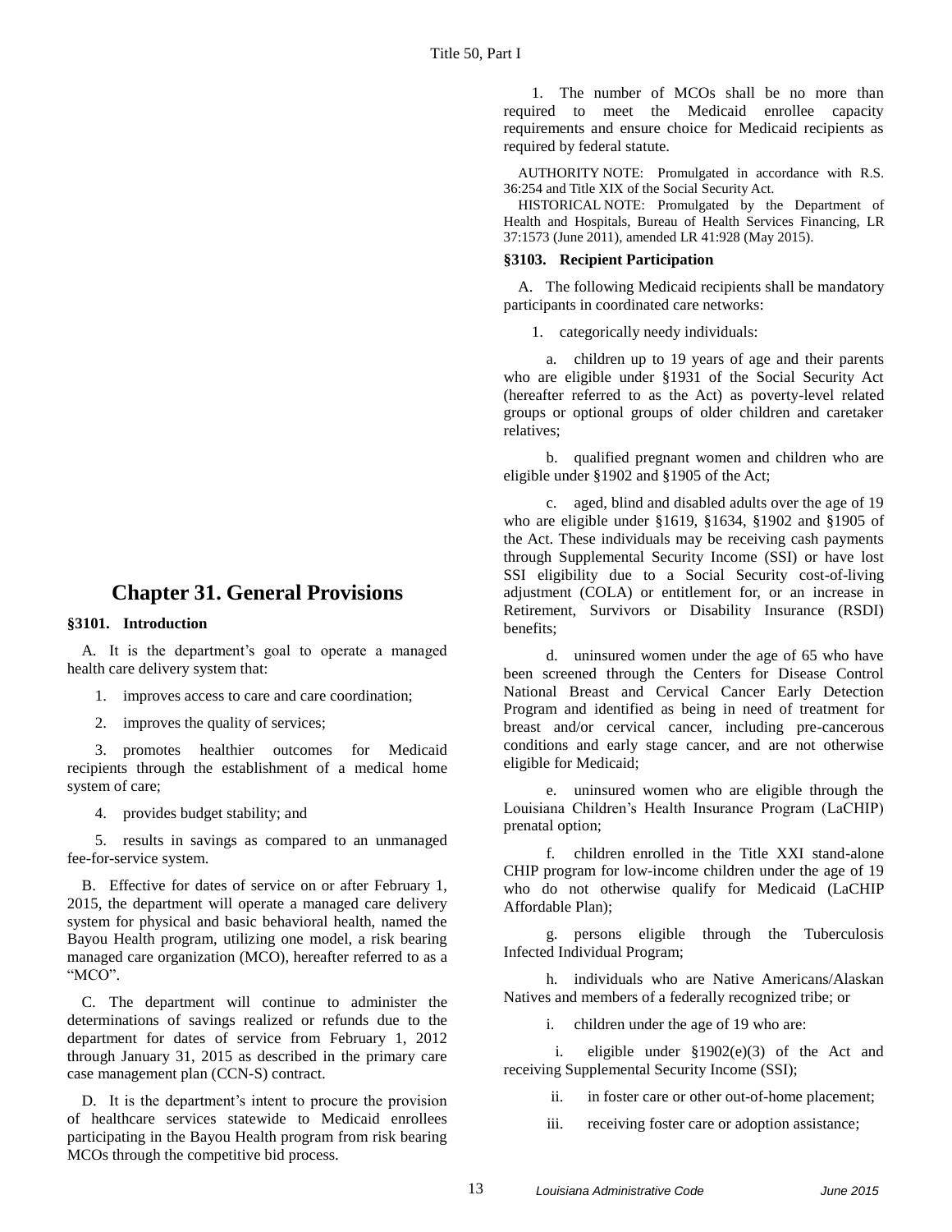# Chapter 31. General Provisions

### §3101. Introduction

A. It is the department's goal to operate a managed health care delivery system that:

1. improves access to care and care coordination;

2. improves the quality of services;

3. promotes healthier outcomes for Medicaid recipients through the establishment of a medical home system of care;

4. provides budget stability; and

5. results in savings as compared to an unmanaged fee-for-service system.

B. Effective for dates of service on or after February 1, 2015, the department will operate a managed care delivery system for physical and basic behavioral health, named the Bayou Health program, utilizing one model, a risk bearing managed care organization (MCO), hereafter referred to as a "MCO".

C. The department will continue to administer the determinations of savings realized or refunds due to the department for dates of service from February 1, 2012 through January 31, 2015 as described in the primary care case management plan (CCN-S) contract.

D. It is the department's intent to procure the provision of healthcare services statewide to Medicaid enrollees participating in the Bayou Health program from risk bearing MCOs through the competitive bid process.

1. The number of MCOs shall be no more than required to meet the Medicaid enrollee capacity requirements and ensure choice for Medicaid recipients as required by federal statute.

AUTHORITY NOTE: Promulgated in accordance with R.S. 36:254 and Title XIX of the Social Security Act.

HISTORICAL NOTE: Promulgated by the Department of Health and Hospitals, Bureau of Health Services Financing, LR 37:1573 (June 2011), amended LR 41:928 (May 2015).

### §3103. Recipient Participation

A. The following Medicaid recipients shall be mandatory participants in coordinated care networks:

1. categorically needy individuals:

a. children up to 19 years of age and their parents who are eligible under §1931 of the Social Security Act (hereafter referred to as the Act) as poverty-level related groups or optional groups of older children and caretaker relatives;

b. qualified pregnant women and children who are eligible under §1902 and §1905 of the Act;

c. aged, blind and disabled adults over the age of 19 who are eligible under §1619, §1634, §1902 and §1905 of the Act. These individuals may be receiving cash payments through Supplemental Security Income (SSI) or have lost SSI eligibility due to a Social Security cost-of-living adjustment (COLA) or entitlement for, or an increase in Retirement, Survivors or Disability Insurance (RSDI) benefits;

d. uninsured women under the age of 65 who have been screened through the Centers for Disease Control National Breast and Cervical Cancer Early Detection Program and identified as being in need of treatment for breast and/or cervical cancer, including pre-cancerous conditions and early stage cancer, and are not otherwise eligible for Medicaid;

e. uninsured women who are eligible through the Louisiana Children's Health Insurance Program (LaCHIP) prenatal option;

f. children enrolled in the Title XXI stand-alone CHIP program for low-income children under the age of 19 who do not otherwise qualify for Medicaid (LaCHIP Affordable Plan);

g. persons eligible through the Tuberculosis Infected Individual Program;

h. individuals who are Native Americans/Alaskan Natives and members of a federally recognized tribe; or

i. children under the age of 19 who are:

i. eligible under §1902(e)(3) of the Act and receiving Supplemental Security Income (SSI);

ii. in foster care or other out-of-home placement;

iii. receiving foster care or adoption assistance;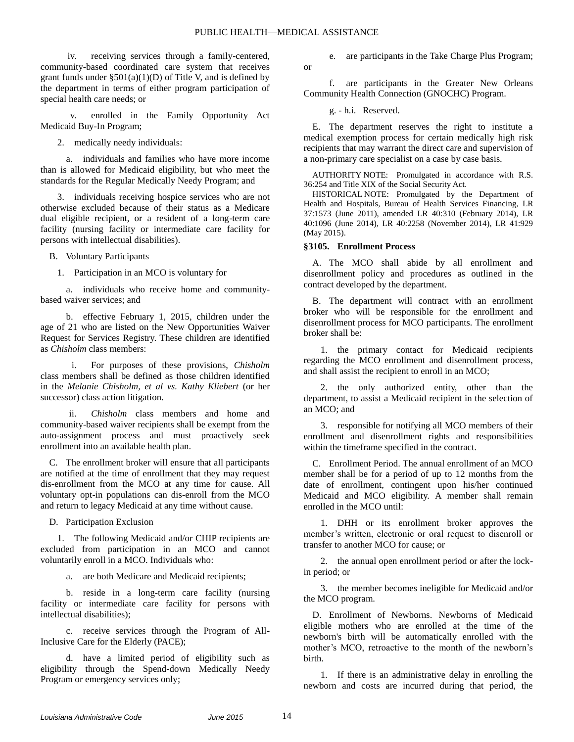iv. receiving services through a family-centered, community-based coordinated care system that receives grant funds under §501(a)(1)(D) of Title V, and is defined by the department in terms of either program participation of special health care needs; or

v. enrolled in the Family Opportunity Act Medicaid Buy-In Program;

2. medically needy individuals:

a. individuals and families who have more income than is allowed for Medicaid eligibility, but who meet the standards for the Regular Medically Needy Program; and

3. individuals receiving hospice services who are not otherwise excluded because of their status as a Medicare dual eligible recipient, or a resident of a long-term care facility (nursing facility or intermediate care facility for persons with intellectual disabilities).

B. Voluntary Participants

1. Participation in an MCO is voluntary for

a. individuals who receive home and community-based waiver services; and

b. effective February 1, 2015, children under the age of 21 who are listed on the New Opportunities Waiver Request for Services Registry. These children are identified as *Chisholm* class members:

i. For purposes of these provisions, *Chisholm* class members shall be defined as those children identified in the *Melanie Chisholm, et al vs. Kathy Kliebert* (or her successor) class action litigation.

ii. *Chisholm* class members and home and community-based waiver recipients shall be exempt from the auto-assignment process and must proactively seek enrollment into an available health plan.

C. The enrollment broker will ensure that all participants are notified at the time of enrollment that they may request dis-enrollment from the MCO at any time for cause. All voluntary opt-in populations can dis-enroll from the MCO and return to legacy Medicaid at any time without cause.

D. Participation Exclusion

1. The following Medicaid and/or CHIP recipients are excluded from participation in an MCO and cannot voluntarily enroll in a MCO. Individuals who:

a. are both Medicare and Medicaid recipients;

b. reside in a long-term care facility (nursing facility or intermediate care facility for persons with intellectual disabilities);

c. receive services through the Program of All-Inclusive Care for the Elderly (PACE);

d. have a limited period of eligibility such as eligibility through the Spend-down Medically Needy Program or emergency services only;

e. are participants in the Take Charge Plus Program; or

f. are participants in the Greater New Orleans Community Health Connection (GNOCHC) Program.

g. - h.i. Reserved.

E. The department reserves the right to institute a medical exemption process for certain medically high risk recipients that may warrant the direct care and supervision of a non-primary care specialist on a case by case basis.

AUTHORITY NOTE: Promulgated in accordance with R.S. 36:254 and Title XIX of the Social Security Act.

HISTORICAL NOTE: Promulgated by the Department of Health and Hospitals, Bureau of Health Services Financing, LR 37:1573 (June 2011), amended LR 40:310 (February 2014), LR 40:1096 (June 2014), LR 40:2258 (November 2014), LR 41:929 (May 2015).

### §3105. Enrollment Process

A. The MCO shall abide by all enrollment and disenrollment policy and procedures as outlined in the contract developed by the department.

B. The department will contract with an enrollment broker who will be responsible for the enrollment and disenrollment process for MCO participants. The enrollment broker shall be:

1. the primary contact for Medicaid recipients regarding the MCO enrollment and disenrollment process, and shall assist the recipient to enroll in an MCO;

2. the only authorized entity, other than the department, to assist a Medicaid recipient in the selection of an MCO; and

3. responsible for notifying all MCO members of their enrollment and disenrollment rights and responsibilities within the timeframe specified in the contract.

C. Enrollment Period. The annual enrollment of an MCO member shall be for a period of up to 12 months from the date of enrollment, contingent upon his/her continued Medicaid and MCO eligibility. A member shall remain enrolled in the MCO until:

1. DHH or its enrollment broker approves the member's written, electronic or oral request to disenroll or transfer to another MCO for cause; or

2. the annual open enrollment period or after the lock-in period; or

3. the member becomes ineligible for Medicaid and/or the MCO program.

D. Enrollment of Newborns. Newborns of Medicaid eligible mothers who are enrolled at the time of the newborn's birth will be automatically enrolled with the mother's MCO, retroactive to the month of the newborn's birth.

1. If there is an administrative delay in enrolling the newborn and costs are incurred during that period, the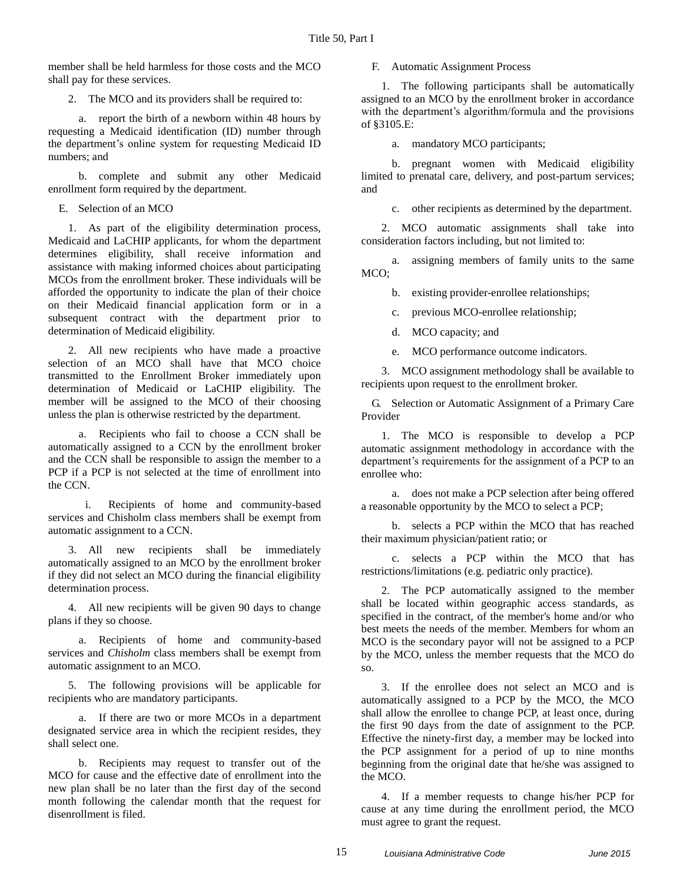member shall be held harmless for those costs and the MCO shall pay for these services.

2. The MCO and its providers shall be required to:

a. report the birth of a newborn within 48 hours by requesting a Medicaid identification (ID) number through the department's online system for requesting Medicaid ID numbers; and

b. complete and submit any other Medicaid enrollment form required by the department.

E. Selection of an MCO

1. As part of the eligibility determination process, Medicaid and LaCHIP applicants, for whom the department determines eligibility, shall receive information and assistance with making informed choices about participating MCOs from the enrollment broker. These individuals will be afforded the opportunity to indicate the plan of their choice on their Medicaid financial application form or in a subsequent contract with the department prior to determination of Medicaid eligibility.

2. All new recipients who have made a proactive selection of an MCO shall have that MCO choice transmitted to the Enrollment Broker immediately upon determination of Medicaid or LaCHIP eligibility. The member will be assigned to the MCO of their choosing unless the plan is otherwise restricted by the department.

a. Recipients who fail to choose a CCN shall be automatically assigned to a CCN by the enrollment broker and the CCN shall be responsible to assign the member to a PCP if a PCP is not selected at the time of enrollment into the CCN.

i. Recipients of home and community-based services and Chisholm class members shall be exempt from automatic assignment to a CCN.

3. All new recipients shall be immediately automatically assigned to an MCO by the enrollment broker if they did not select an MCO during the financial eligibility determination process.

4. All new recipients will be given 90 days to change plans if they so choose.

a. Recipients of home and community-based services and *Chisholm* class members shall be exempt from automatic assignment to an MCO.

5. The following provisions will be applicable for recipients who are mandatory participants.

a. If there are two or more MCOs in a department designated service area in which the recipient resides, they shall select one.

b. Recipients may request to transfer out of the MCO for cause and the effective date of enrollment into the new plan shall be no later than the first day of the second month following the calendar month that the request for disenrollment is filed.

F. Automatic Assignment Process

1. The following participants shall be automatically assigned to an MCO by the enrollment broker in accordance with the department's algorithm/formula and the provisions of §3105.E:

a. mandatory MCO participants;

b. pregnant women with Medicaid eligibility limited to prenatal care, delivery, and post-partum services; and

c. other recipients as determined by the department.

2. MCO automatic assignments shall take into consideration factors including, but not limited to:

a. assigning members of family units to the same MCO;

b. existing provider-enrollee relationships;

c. previous MCO-enrollee relationship;

d. MCO capacity; and

e. MCO performance outcome indicators.

3. MCO assignment methodology shall be available to recipients upon request to the enrollment broker.

G. Selection or Automatic Assignment of a Primary Care Provider

1. The MCO is responsible to develop a PCP automatic assignment methodology in accordance with the department's requirements for the assignment of a PCP to an enrollee who:

a. does not make a PCP selection after being offered a reasonable opportunity by the MCO to select a PCP;

b. selects a PCP within the MCO that has reached their maximum physician/patient ratio; or

c. selects a PCP within the MCO that has restrictions/limitations (e.g. pediatric only practice).

2. The PCP automatically assigned to the member shall be located within geographic access standards, as specified in the contract, of the member's home and/or who best meets the needs of the member. Members for whom an MCO is the secondary payor will not be assigned to a PCP by the MCO, unless the member requests that the MCO do so.

3. If the enrollee does not select an MCO and is automatically assigned to a PCP by the MCO, the MCO shall allow the enrollee to change PCP, at least once, during the first 90 days from the date of assignment to the PCP. Effective the ninety-first day, a member may be locked into the PCP assignment for a period of up to nine months beginning from the original date that he/she was assigned to the MCO.

4. If a member requests to change his/her PCP for cause at any time during the enrollment period, the MCO must agree to grant the request.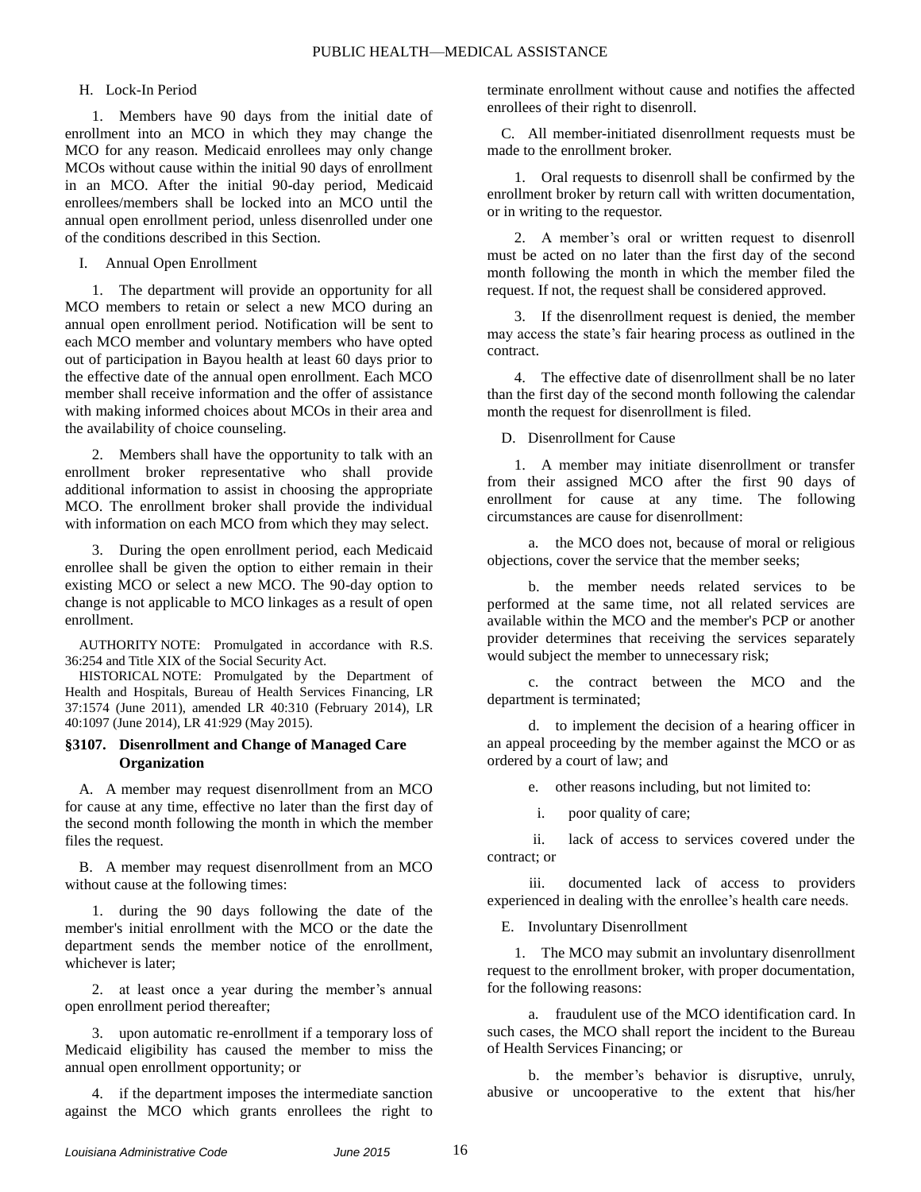H. Lock-In Period

1. Members have 90 days from the initial date of enrollment into an MCO in which they may change the MCO for any reason. Medicaid enrollees may only change MCOs without cause within the initial 90 days of enrollment in an MCO. After the initial 90-day period, Medicaid enrollees/members shall be locked into an MCO until the annual open enrollment period, unless disenrolled under one of the conditions described in this Section.

I. Annual Open Enrollment

1. The department will provide an opportunity for all MCO members to retain or select a new MCO during an annual open enrollment period. Notification will be sent to each MCO member and voluntary members who have opted out of participation in Bayou health at least 60 days prior to the effective date of the annual open enrollment. Each MCO member shall receive information and the offer of assistance with making informed choices about MCOs in their area and the availability of choice counseling.

2. Members shall have the opportunity to talk with an enrollment broker representative who shall provide additional information to assist in choosing the appropriate MCO. The enrollment broker shall provide the individual with information on each MCO from which they may select.

3. During the open enrollment period, each Medicaid enrollee shall be given the option to either remain in their existing MCO or select a new MCO. The 90-day option to change is not applicable to MCO linkages as a result of open enrollment.

AUTHORITY NOTE: Promulgated in accordance with R.S. 36:254 and Title XIX of the Social Security Act.

HISTORICAL NOTE: Promulgated by the Department of Health and Hospitals, Bureau of Health Services Financing, LR 37:1574 (June 2011), amended LR 40:310 (February 2014), LR 40:1097 (June 2014), LR 41:929 (May 2015).

### §3107. Disenrollment and Change of Managed Care Organization

A. A member may request disenrollment from an MCO for cause at any time, effective no later than the first day of the second month following the month in which the member files the request.

B. A member may request disenrollment from an MCO without cause at the following times:

1. during the 90 days following the date of the member's initial enrollment with the MCO or the date the department sends the member notice of the enrollment, whichever is later;

2. at least once a year during the member's annual open enrollment period thereafter;

3. upon automatic re-enrollment if a temporary loss of Medicaid eligibility has caused the member to miss the annual open enrollment opportunity; or

4. if the department imposes the intermediate sanction against the MCO which grants enrollees the right to terminate enrollment without cause and notifies the affected enrollees of their right to disenroll.

C. All member-initiated disenrollment requests must be made to the enrollment broker.

1. Oral requests to disenroll shall be confirmed by the enrollment broker by return call with written documentation, or in writing to the requestor.

2. A member's oral or written request to disenroll must be acted on no later than the first day of the second month following the month in which the member filed the request. If not, the request shall be considered approved.

3. If the disenrollment request is denied, the member may access the state's fair hearing process as outlined in the contract.

4. The effective date of disenrollment shall be no later than the first day of the second month following the calendar month the request for disenrollment is filed.

D. Disenrollment for Cause

1. A member may initiate disenrollment or transfer from their assigned MCO after the first 90 days of enrollment for cause at any time. The following circumstances are cause for disenrollment:

a. the MCO does not, because of moral or religious objections, cover the service that the member seeks;

b. the member needs related services to be performed at the same time, not all related services are available within the MCO and the member's PCP or another provider determines that receiving the services separately would subject the member to unnecessary risk;

c. the contract between the MCO and the department is terminated;

d. to implement the decision of a hearing officer in an appeal proceeding by the member against the MCO or as ordered by a court of law; and

e. other reasons including, but not limited to:

i. poor quality of care;

ii. lack of access to services covered under the contract; or

iii. documented lack of access to providers experienced in dealing with the enrollee's health care needs.

E. Involuntary Disenrollment

1. The MCO may submit an involuntary disenrollment request to the enrollment broker, with proper documentation, for the following reasons:

a. fraudulent use of the MCO identification card. In such cases, the MCO shall report the incident to the Bureau of Health Services Financing; or

b. the member's behavior is disruptive, unruly, abusive or uncooperative to the extent that his/her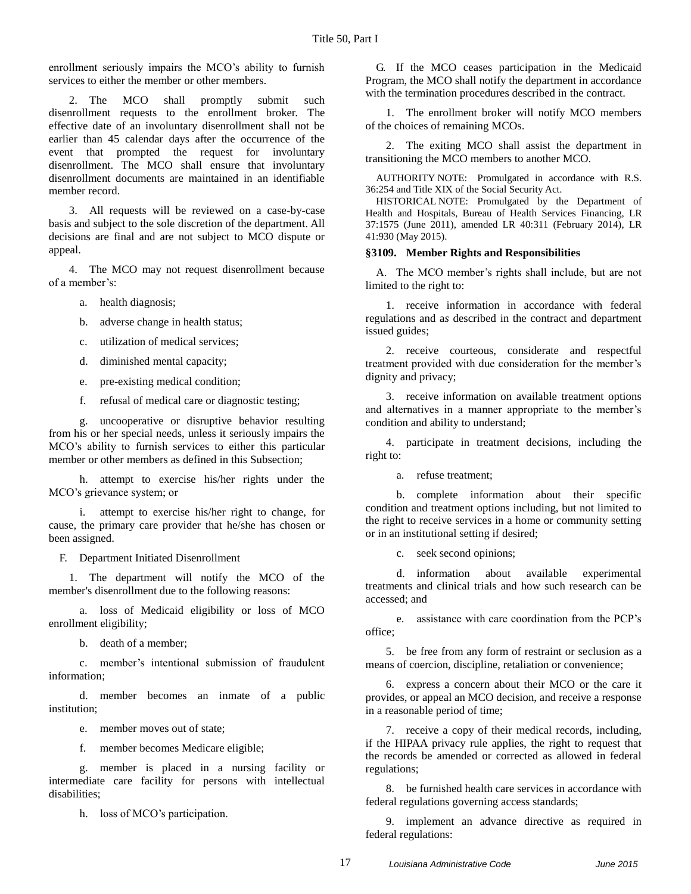enrollment seriously impairs the MCO's ability to furnish services to either the member or other members.

2. The MCO shall promptly submit such disenrollment requests to the enrollment broker. The effective date of an involuntary disenrollment shall not be earlier than 45 calendar days after the occurrence of the event that prompted the request for involuntary disenrollment. The MCO shall ensure that involuntary disenrollment documents are maintained in an identifiable member record.

3. All requests will be reviewed on a case-by-case basis and subject to the sole discretion of the department. All decisions are final and are not subject to MCO dispute or appeal.

4. The MCO may not request disenrollment because of a member's:

a. health diagnosis;

b. adverse change in health status;

c. utilization of medical services;

d. diminished mental capacity;

e. pre-existing medical condition;

f. refusal of medical care or diagnostic testing;

g. uncooperative or disruptive behavior resulting from his or her special needs, unless it seriously impairs the MCO's ability to furnish services to either this particular member or other members as defined in this Subsection;

h. attempt to exercise his/her rights under the MCO's grievance system; or

i. attempt to exercise his/her right to change, for cause, the primary care provider that he/she has chosen or been assigned.

F. Department Initiated Disenrollment

1. The department will notify the MCO of the member's disenrollment due to the following reasons:

a. loss of Medicaid eligibility or loss of MCO enrollment eligibility;

b. death of a member;

c. member's intentional submission of fraudulent information;

d. member becomes an inmate of a public institution;

e. member moves out of state;

f. member becomes Medicare eligible;

g. member is placed in a nursing facility or intermediate care facility for persons with intellectual disabilities;

h. loss of MCO's participation.

G. If the MCO ceases participation in the Medicaid Program, the MCO shall notify the department in accordance with the termination procedures described in the contract.

1. The enrollment broker will notify MCO members of the choices of remaining MCOs.

2. The exiting MCO shall assist the department in transitioning the MCO members to another MCO.

AUTHORITY NOTE: Promulgated in accordance with R.S. 36:254 and Title XIX of the Social Security Act.

HISTORICAL NOTE: Promulgated by the Department of Health and Hospitals, Bureau of Health Services Financing, LR 37:1575 (June 2011), amended LR 40:311 (February 2014), LR 41:930 (May 2015).

### §3109. Member Rights and Responsibilities

A. The MCO member's rights shall include, but are not limited to the right to:

1. receive information in accordance with federal regulations and as described in the contract and department issued guides;

2. receive courteous, considerate and respectful treatment provided with due consideration for the member's dignity and privacy;

3. receive information on available treatment options and alternatives in a manner appropriate to the member's condition and ability to understand;

4. participate in treatment decisions, including the right to:

a. refuse treatment;

b. complete information about their specific condition and treatment options including, but not limited to the right to receive services in a home or community setting or in an institutional setting if desired;

c. seek second opinions;

d. information about available experimental treatments and clinical trials and how such research can be accessed; and

e. assistance with care coordination from the PCP's office;

5. be free from any form of restraint or seclusion as a means of coercion, discipline, retaliation or convenience;

6. express a concern about their MCO or the care it provides, or appeal an MCO decision, and receive a response in a reasonable period of time;

7. receive a copy of their medical records, including, if the HIPAA privacy rule applies, the right to request that the records be amended or corrected as allowed in federal regulations;

8. be furnished health care services in accordance with federal regulations governing access standards;

9. implement an advance directive as required in federal regulations: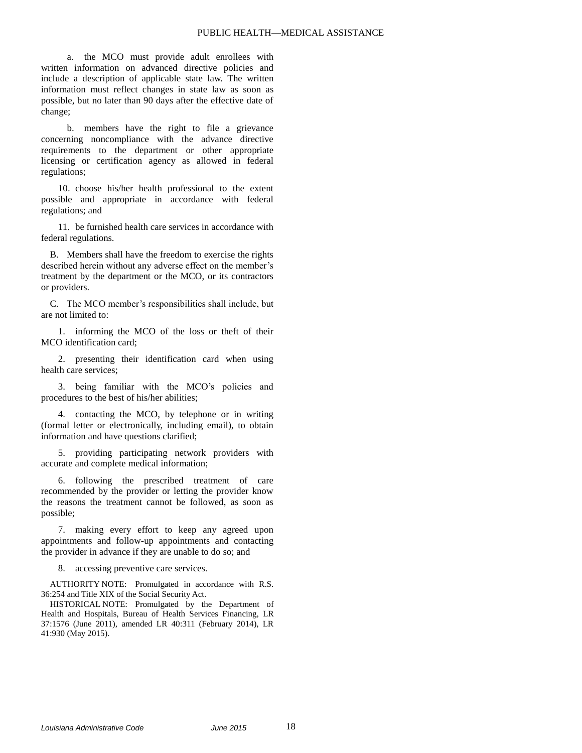a. the MCO must provide adult enrollees with written information on advanced directive policies and include a description of applicable state law. The written information must reflect changes in state law as soon as possible, but no later than 90 days after the effective date of change;

b. members have the right to file a grievance concerning noncompliance with the advance directive requirements to the department or other appropriate licensing or certification agency as allowed in federal regulations;

10. choose his/her health professional to the extent possible and appropriate in accordance with federal regulations; and

11. be furnished health care services in accordance with federal regulations.

B. Members shall have the freedom to exercise the rights described herein without any adverse effect on the member's treatment by the department or the MCO, or its contractors or providers.

C. The MCO member's responsibilities shall include, but are not limited to:

1. informing the MCO of the loss or theft of their MCO identification card;

2. presenting their identification card when using health care services;

3. being familiar with the MCO's policies and procedures to the best of his/her abilities;

4. contacting the MCO, by telephone or in writing (formal letter or electronically, including email), to obtain information and have questions clarified;

5. providing participating network providers with accurate and complete medical information;

6. following the prescribed treatment of care recommended by the provider or letting the provider know the reasons the treatment cannot be followed, as soon as possible;

7. making every effort to keep any agreed upon appointments and follow-up appointments and contacting the provider in advance if they are unable to do so; and

8. accessing preventive care services.

AUTHORITY NOTE: Promulgated in accordance with R.S. 36:254 and Title XIX of the Social Security Act.

HISTORICAL NOTE: Promulgated by the Department of Health and Hospitals, Bureau of Health Services Financing, LR 37:1576 (June 2011), amended LR 40:311 (February 2014), LR 41:930 (May 2015).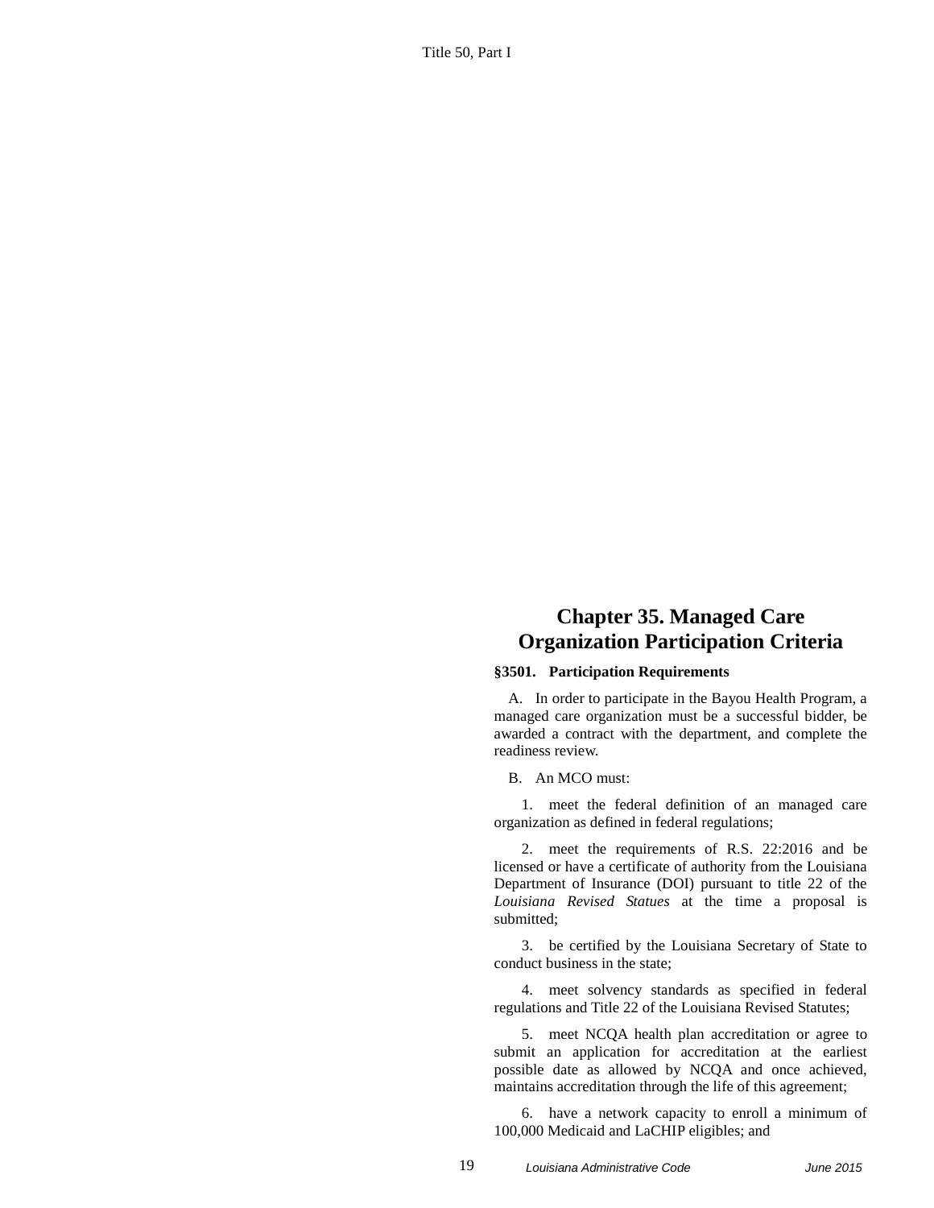# Chapter 35. Managed Care Organization Participation Criteria

## §3501. Participation Requirements

A. In order to participate in the Bayou Health Program, a managed care organization must be a successful bidder, be awarded a contract with the department, and complete the readiness review.

B. An MCO must:

1. meet the federal definition of an managed care organization as defined in federal regulations;

2. meet the requirements of R.S. 22:2016 and be licensed or have a certificate of authority from the Louisiana Department of Insurance (DOI) pursuant to title 22 of the *Louisiana Revised Statues* at the time a proposal is submitted;

3. be certified by the Louisiana Secretary of State to conduct business in the state;

4. meet solvency standards as specified in federal regulations and Title 22 of the Louisiana Revised Statutes;

5. meet NCQA health plan accreditation or agree to submit an application for accreditation at the earliest possible date as allowed by NCQA and once achieved, maintains accreditation through the life of this agreement;

6. have a network capacity to enroll a minimum of 100,000 Medicaid and LaCHIP eligibles; and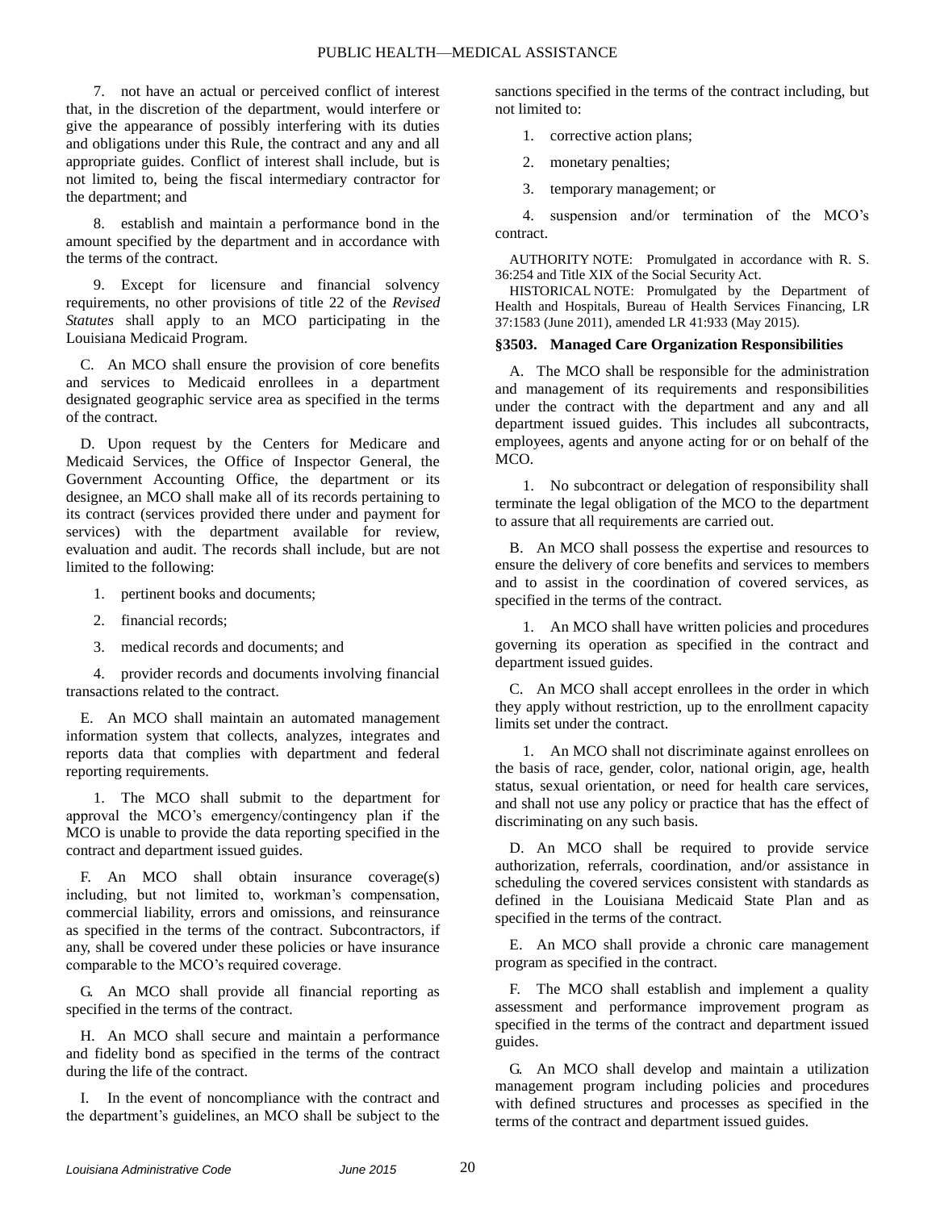7. not have an actual or perceived conflict of interest that, in the discretion of the department, would interfere or give the appearance of possibly interfering with its duties and obligations under this Rule, the contract and any and all appropriate guides. Conflict of interest shall include, but is not limited to, being the fiscal intermediary contractor for the department; and

8. establish and maintain a performance bond in the amount specified by the department and in accordance with the terms of the contract.

9. Except for licensure and financial solvency requirements, no other provisions of title 22 of the *Revised Statutes* shall apply to an MCO participating in the Louisiana Medicaid Program.

C. An MCO shall ensure the provision of core benefits and services to Medicaid enrollees in a department designated geographic service area as specified in the terms of the contract.

D. Upon request by the Centers for Medicare and Medicaid Services, the Office of Inspector General, the Government Accounting Office, the department or its designee, an MCO shall make all of its records pertaining to its contract (services provided there under and payment for services) with the department available for review, evaluation and audit. The records shall include, but are not limited to the following:

1. pertinent books and documents;

2. financial records;

3. medical records and documents; and

4. provider records and documents involving financial transactions related to the contract.

E. An MCO shall maintain an automated management information system that collects, analyzes, integrates and reports data that complies with department and federal reporting requirements.

1. The MCO shall submit to the department for approval the MCO's emergency/contingency plan if the MCO is unable to provide the data reporting specified in the contract and department issued guides.

F. An MCO shall obtain insurance coverage(s) including, but not limited to, workman's compensation, commercial liability, errors and omissions, and reinsurance as specified in the terms of the contract. Subcontractors, if any, shall be covered under these policies or have insurance comparable to the MCO's required coverage.

G. An MCO shall provide all financial reporting as specified in the terms of the contract.

H. An MCO shall secure and maintain a performance and fidelity bond as specified in the terms of the contract during the life of the contract.

I. In the event of noncompliance with the contract and the department's guidelines, an MCO shall be subject to the sanctions specified in the terms of the contract including, but not limited to:

1. corrective action plans;

2. monetary penalties;

3. temporary management; or

4. suspension and/or termination of the MCO's contract.

AUTHORITY NOTE: Promulgated in accordance with R. S. 36:254 and Title XIX of the Social Security Act.

HISTORICAL NOTE: Promulgated by the Department of Health and Hospitals, Bureau of Health Services Financing, LR 37:1583 (June 2011), amended LR 41:933 (May 2015).

### §3503. Managed Care Organization Responsibilities

A. The MCO shall be responsible for the administration and management of its requirements and responsibilities under the contract with the department and any and all department issued guides. This includes all subcontracts, employees, agents and anyone acting for or on behalf of the MCO.

1. No subcontract or delegation of responsibility shall terminate the legal obligation of the MCO to the department to assure that all requirements are carried out.

B. An MCO shall possess the expertise and resources to ensure the delivery of core benefits and services to members and to assist in the coordination of covered services, as specified in the terms of the contract.

1. An MCO shall have written policies and procedures governing its operation as specified in the contract and department issued guides.

C. An MCO shall accept enrollees in the order in which they apply without restriction, up to the enrollment capacity limits set under the contract.

1. An MCO shall not discriminate against enrollees on the basis of race, gender, color, national origin, age, health status, sexual orientation, or need for health care services, and shall not use any policy or practice that has the effect of discriminating on any such basis.

D. An MCO shall be required to provide service authorization, referrals, coordination, and/or assistance in scheduling the covered services consistent with standards as defined in the Louisiana Medicaid State Plan and as specified in the terms of the contract.

E. An MCO shall provide a chronic care management program as specified in the contract.

F. The MCO shall establish and implement a quality assessment and performance improvement program as specified in the terms of the contract and department issued guides.

G. An MCO shall develop and maintain a utilization management program including policies and procedures with defined structures and processes as specified in the terms of the contract and department issued guides.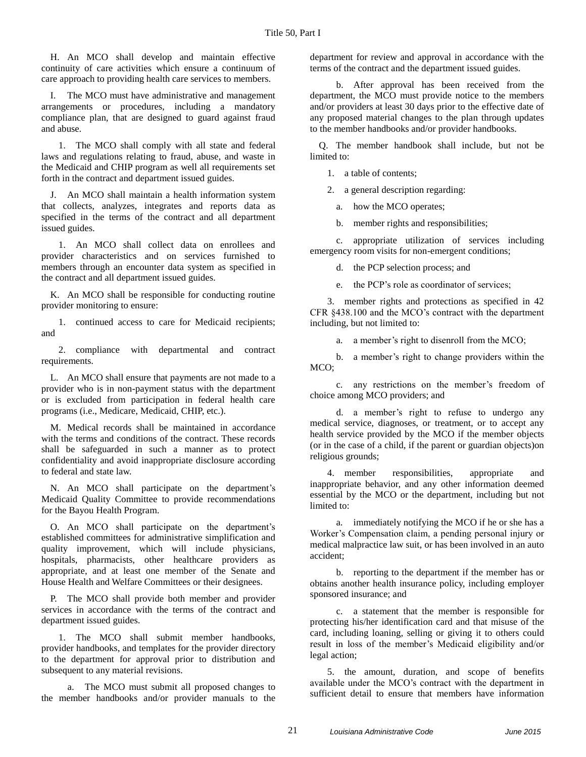H. An MCO shall develop and maintain effective continuity of care activities which ensure a continuum of care approach to providing health care services to members.

I. The MCO must have administrative and management arrangements or procedures, including a mandatory compliance plan, that are designed to guard against fraud and abuse.

1. The MCO shall comply with all state and federal laws and regulations relating to fraud, abuse, and waste in the Medicaid and CHIP program as well all requirements set forth in the contract and department issued guides.

J. An MCO shall maintain a health information system that collects, analyzes, integrates and reports data as specified in the terms of the contract and all department issued guides.

1. An MCO shall collect data on enrollees and provider characteristics and on services furnished to members through an encounter data system as specified in the contract and all department issued guides.

K. An MCO shall be responsible for conducting routine provider monitoring to ensure:

1. continued access to care for Medicaid recipients; and

2. compliance with departmental and contract requirements.

L. An MCO shall ensure that payments are not made to a provider who is in non-payment status with the department or is excluded from participation in federal health care programs (i.e., Medicare, Medicaid, CHIP, etc.).

M. Medical records shall be maintained in accordance with the terms and conditions of the contract. These records shall be safeguarded in such a manner as to protect confidentiality and avoid inappropriate disclosure according to federal and state law.

N. An MCO shall participate on the department's Medicaid Quality Committee to provide recommendations for the Bayou Health Program.

O. An MCO shall participate on the department's established committees for administrative simplification and quality improvement, which will include physicians, hospitals, pharmacists, other healthcare providers as appropriate, and at least one member of the Senate and House Health and Welfare Committees or their designees.

P. The MCO shall provide both member and provider services in accordance with the terms of the contract and department issued guides.

1. The MCO shall submit member handbooks, provider handbooks, and templates for the provider directory to the department for approval prior to distribution and subsequent to any material revisions.

a. The MCO must submit all proposed changes to the member handbooks and/or provider manuals to the department for review and approval in accordance with the terms of the contract and the department issued guides.

b. After approval has been received from the department, the MCO must provide notice to the members and/or providers at least 30 days prior to the effective date of any proposed material changes to the plan through updates to the member handbooks and/or provider handbooks.

Q. The member handbook shall include, but not be limited to:

1. a table of contents;

2. a general description regarding:

a. how the MCO operates;

b. member rights and responsibilities;

c. appropriate utilization of services including emergency room visits for non-emergent conditions;

d. the PCP selection process; and

e. the PCP's role as coordinator of services;

3. member rights and protections as specified in 42 CFR §438.100 and the MCO's contract with the department including, but not limited to:

a. a member's right to disenroll from the MCO;

b. a member's right to change providers within the MCO;

c. any restrictions on the member's freedom of choice among MCO providers; and

d. a member's right to refuse to undergo any medical service, diagnoses, or treatment, or to accept any health service provided by the MCO if the member objects (or in the case of a child, if the parent or guardian objects)on religious grounds;

4. member responsibilities, appropriate and inappropriate behavior, and any other information deemed essential by the MCO or the department, including but not limited to:

a. immediately notifying the MCO if he or she has a Worker's Compensation claim, a pending personal injury or medical malpractice law suit, or has been involved in an auto accident;

b. reporting to the department if the member has or obtains another health insurance policy, including employer sponsored insurance; and

c. a statement that the member is responsible for protecting his/her identification card and that misuse of the card, including loaning, selling or giving it to others could result in loss of the member's Medicaid eligibility and/or legal action;

5. the amount, duration, and scope of benefits available under the MCO's contract with the department in sufficient detail to ensure that members have information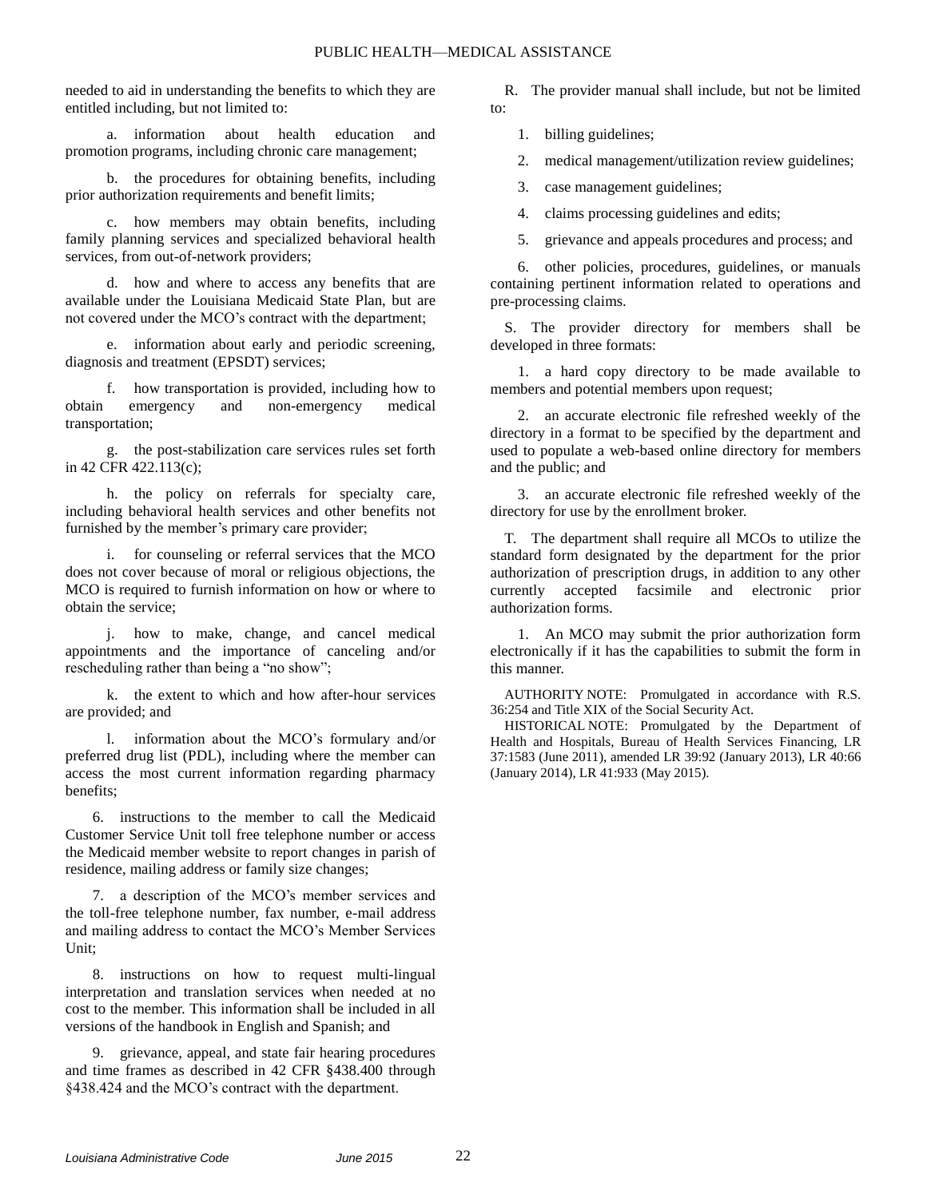needed to aid in understanding the benefits to which they are entitled including, but not limited to:

a. information about health education and promotion programs, including chronic care management;

b. the procedures for obtaining benefits, including prior authorization requirements and benefit limits;

c. how members may obtain benefits, including family planning services and specialized behavioral health services, from out-of-network providers;

d. how and where to access any benefits that are available under the Louisiana Medicaid State Plan, but are not covered under the MCO's contract with the department;

e. information about early and periodic screening, diagnosis and treatment (EPSDT) services;

f. how transportation is provided, including how to obtain emergency and non-emergency medical transportation;

g. the post-stabilization care services rules set forth in 42 CFR 422.113(c);

h. the policy on referrals for specialty care, including behavioral health services and other benefits not furnished by the member's primary care provider;

i. for counseling or referral services that the MCO does not cover because of moral or religious objections, the MCO is required to furnish information on how or where to obtain the service;

j. how to make, change, and cancel medical appointments and the importance of canceling and/or rescheduling rather than being a "no show";

k. the extent to which and how after-hour services are provided; and

l. information about the MCO's formulary and/or preferred drug list (PDL), including where the member can access the most current information regarding pharmacy benefits;

6. instructions to the member to call the Medicaid Customer Service Unit toll free telephone number or access the Medicaid member website to report changes in parish of residence, mailing address or family size changes;

7. a description of the MCO's member services and the toll-free telephone number, fax number, e-mail address and mailing address to contact the MCO's Member Services Unit;

8. instructions on how to request multi-lingual interpretation and translation services when needed at no cost to the member. This information shall be included in all versions of the handbook in English and Spanish; and

9. grievance, appeal, and state fair hearing procedures and time frames as described in 42 CFR §438.400 through §438.424 and the MCO's contract with the department.

R. The provider manual shall include, but not be limited to:

1. billing guidelines;

2. medical management/utilization review guidelines;

3. case management guidelines;

4. claims processing guidelines and edits;

5. grievance and appeals procedures and process; and

6. other policies, procedures, guidelines, or manuals containing pertinent information related to operations and pre-processing claims.

S. The provider directory for members shall be developed in three formats:

1. a hard copy directory to be made available to members and potential members upon request;

2. an accurate electronic file refreshed weekly of the directory in a format to be specified by the department and used to populate a web-based online directory for members and the public; and

3. an accurate electronic file refreshed weekly of the directory for use by the enrollment broker.

T. The department shall require all MCOs to utilize the standard form designated by the department for the prior authorization of prescription drugs, in addition to any other currently accepted facsimile and electronic prior authorization forms.

1. An MCO may submit the prior authorization form electronically if it has the capabilities to submit the form in this manner.

AUTHORITY NOTE: Promulgated in accordance with R.S. 36:254 and Title XIX of the Social Security Act.

HISTORICAL NOTE: Promulgated by the Department of Health and Hospitals, Bureau of Health Services Financing, LR 37:1583 (June 2011), amended LR 39:92 (January 2013), LR 40:66 (January 2014), LR 41:933 (May 2015).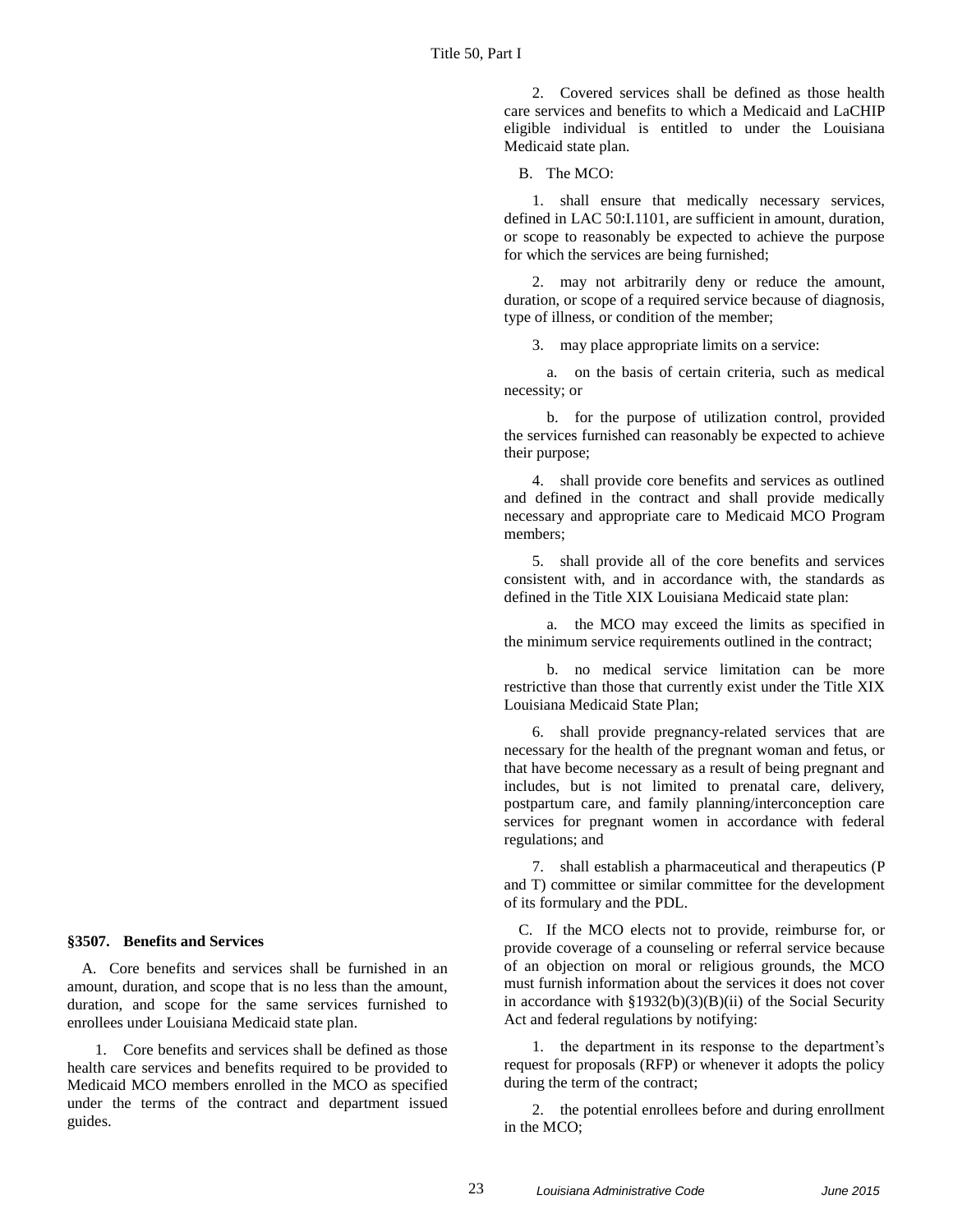## §3507. Benefits and Services

A. Core benefits and services shall be furnished in an amount, duration, and scope that is no less than the amount, duration, and scope for the same services furnished to enrollees under Louisiana Medicaid state plan.

1. Core benefits and services shall be defined as those health care services and benefits required to be provided to Medicaid MCO members enrolled in the MCO as specified under the terms of the contract and department issued guides.

2. Covered services shall be defined as those health care services and benefits to which a Medicaid and LaCHIP eligible individual is entitled to under the Louisiana Medicaid state plan.

B. The MCO:

1. shall ensure that medically necessary services, defined in LAC 50:I.1101, are sufficient in amount, duration, or scope to reasonably be expected to achieve the purpose for which the services are being furnished;

2. may not arbitrarily deny or reduce the amount, duration, or scope of a required service because of diagnosis, type of illness, or condition of the member;

3. may place appropriate limits on a service:

a. on the basis of certain criteria, such as medical necessity; or

b. for the purpose of utilization control, provided the services furnished can reasonably be expected to achieve their purpose;

4. shall provide core benefits and services as outlined and defined in the contract and shall provide medically necessary and appropriate care to Medicaid MCO Program members;

5. shall provide all of the core benefits and services consistent with, and in accordance with, the standards as defined in the Title XIX Louisiana Medicaid state plan:

a. the MCO may exceed the limits as specified in the minimum service requirements outlined in the contract;

b. no medical service limitation can be more restrictive than those that currently exist under the Title XIX Louisiana Medicaid State Plan;

6. shall provide pregnancy-related services that are necessary for the health of the pregnant woman and fetus, or that have become necessary as a result of being pregnant and includes, but is not limited to prenatal care, delivery, postpartum care, and family planning/interconception care services for pregnant women in accordance with federal regulations; and

7. shall establish a pharmaceutical and therapeutics (P and T) committee or similar committee for the development of its formulary and the PDL.

C. If the MCO elects not to provide, reimburse for, or provide coverage of a counseling or referral service because of an objection on moral or religious grounds, the MCO must furnish information about the services it does not cover in accordance with §1932(b)(3)(B)(ii) of the Social Security Act and federal regulations by notifying:

1. the department in its response to the department's request for proposals (RFP) or whenever it adopts the policy during the term of the contract;

2. the potential enrollees before and during enrollment in the MCO;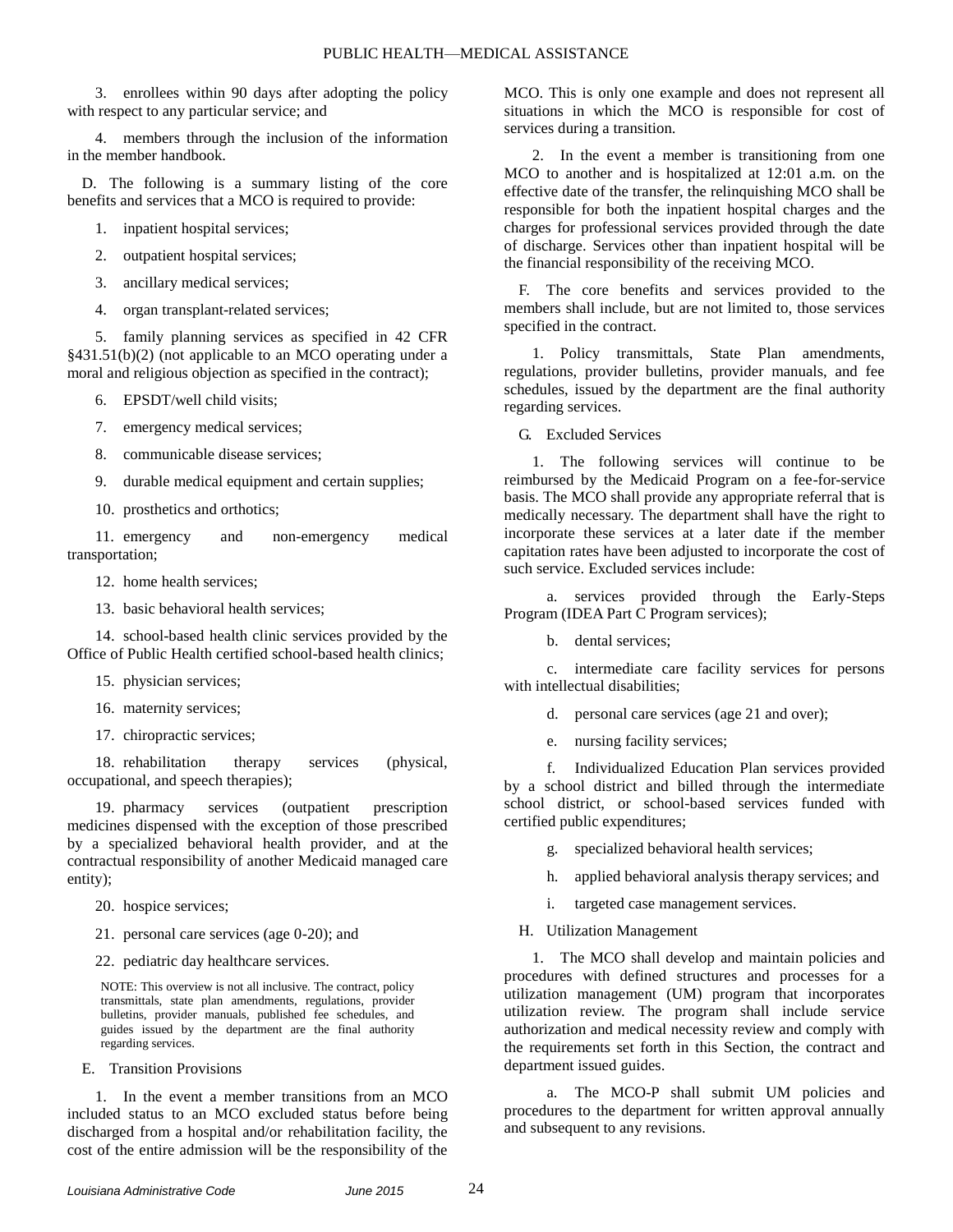3. enrollees within 90 days after adopting the policy with respect to any particular service; and

4. members through the inclusion of the information in the member handbook.

D. The following is a summary listing of the core benefits and services that a MCO is required to provide:

1. inpatient hospital services;

2. outpatient hospital services;

3. ancillary medical services;

4. organ transplant-related services;

5. family planning services as specified in 42 CFR §431.51(b)(2) (not applicable to an MCO operating under a moral and religious objection as specified in the contract);

6. EPSDT/well child visits;

7. emergency medical services;

8. communicable disease services;

9. durable medical equipment and certain supplies;

10. prosthetics and orthotics;

11. emergency and non-emergency medical transportation;

12. home health services;

13. basic behavioral health services;

14. school-based health clinic services provided by the Office of Public Health certified school-based health clinics;

15. physician services;

16. maternity services;

17. chiropractic services;

18. rehabilitation therapy services (physical, occupational, and speech therapies);

19. pharmacy services (outpatient prescription medicines dispensed with the exception of those prescribed by a specialized behavioral health provider, and at the contractual responsibility of another Medicaid managed care entity);

20. hospice services;

21. personal care services (age 0-20); and

22. pediatric day healthcare services.

NOTE: This overview is not all inclusive. The contract, policy transmittals, state plan amendments, regulations, provider bulletins, provider manuals, published fee schedules, and guides issued by the department are the final authority regarding services.

E. Transition Provisions

1. In the event a member transitions from an MCO included status to an MCO excluded status before being discharged from a hospital and/or rehabilitation facility, the cost of the entire admission will be the responsibility of the MCO. This is only one example and does not represent all situations in which the MCO is responsible for cost of services during a transition.

2. In the event a member is transitioning from one MCO to another and is hospitalized at 12:01 a.m. on the effective date of the transfer, the relinquishing MCO shall be responsible for both the inpatient hospital charges and the charges for professional services provided through the date of discharge. Services other than inpatient hospital will be the financial responsibility of the receiving MCO.

F. The core benefits and services provided to the members shall include, but are not limited to, those services specified in the contract.

1. Policy transmittals, State Plan amendments, regulations, provider bulletins, provider manuals, and fee schedules, issued by the department are the final authority regarding services.

G. Excluded Services

1. The following services will continue to be reimbursed by the Medicaid Program on a fee-for-service basis. The MCO shall provide any appropriate referral that is medically necessary. The department shall have the right to incorporate these services at a later date if the member capitation rates have been adjusted to incorporate the cost of such service. Excluded services include:

a. services provided through the Early-Steps Program (IDEA Part C Program services);

b. dental services;

c. intermediate care facility services for persons with intellectual disabilities;

d. personal care services (age 21 and over);

e. nursing facility services;

f. Individualized Education Plan services provided by a school district and billed through the intermediate school district, or school-based services funded with certified public expenditures;

g. specialized behavioral health services;

h. applied behavioral analysis therapy services; and

i. targeted case management services.

H. Utilization Management

1. The MCO shall develop and maintain policies and procedures with defined structures and processes for a utilization management (UM) program that incorporates utilization review. The program shall include service authorization and medical necessity review and comply with the requirements set forth in this Section, the contract and department issued guides.

a. The MCO-P shall submit UM policies and procedures to the department for written approval annually and subsequent to any revisions.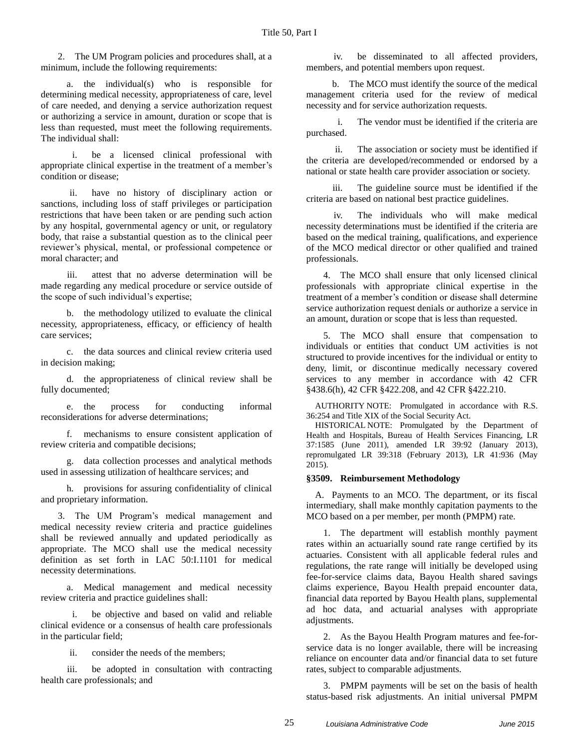2. The UM Program policies and procedures shall, at a minimum, include the following requirements:

a. the individual(s) who is responsible for determining medical necessity, appropriateness of care, level of care needed, and denying a service authorization request or authorizing a service in amount, duration or scope that is less than requested, must meet the following requirements. The individual shall:

i. be a licensed clinical professional with appropriate clinical expertise in the treatment of a member's condition or disease;

ii. have no history of disciplinary action or sanctions, including loss of staff privileges or participation restrictions that have been taken or are pending such action by any hospital, governmental agency or unit, or regulatory body, that raise a substantial question as to the clinical peer reviewer's physical, mental, or professional competence or moral character; and

iii. attest that no adverse determination will be made regarding any medical procedure or service outside of the scope of such individual's expertise;

b. the methodology utilized to evaluate the clinical necessity, appropriateness, efficacy, or efficiency of health care services;

c. the data sources and clinical review criteria used in decision making;

d. the appropriateness of clinical review shall be fully documented;

e. the process for conducting informal reconsiderations for adverse determinations;

f. mechanisms to ensure consistent application of review criteria and compatible decisions;

g. data collection processes and analytical methods used in assessing utilization of healthcare services; and

h. provisions for assuring confidentiality of clinical and proprietary information.

3. The UM Program's medical management and medical necessity review criteria and practice guidelines shall be reviewed annually and updated periodically as appropriate. The MCO shall use the medical necessity definition as set forth in LAC 50:I.1101 for medical necessity determinations.

a. Medical management and medical necessity review criteria and practice guidelines shall:

i. be objective and based on valid and reliable clinical evidence or a consensus of health care professionals in the particular field;

ii. consider the needs of the members;

iii. be adopted in consultation with contracting health care professionals; and

iv. be disseminated to all affected providers, members, and potential members upon request.

b. The MCO must identify the source of the medical management criteria used for the review of medical necessity and for service authorization requests.

i. The vendor must be identified if the criteria are purchased.

ii. The association or society must be identified if the criteria are developed/recommended or endorsed by a national or state health care provider association or society.

iii. The guideline source must be identified if the criteria are based on national best practice guidelines.

iv. The individuals who will make medical necessity determinations must be identified if the criteria are based on the medical training, qualifications, and experience of the MCO medical director or other qualified and trained professionals.

4. The MCO shall ensure that only licensed clinical professionals with appropriate clinical expertise in the treatment of a member's condition or disease shall determine service authorization request denials or authorize a service in an amount, duration or scope that is less than requested.

5. The MCO shall ensure that compensation to individuals or entities that conduct UM activities is not structured to provide incentives for the individual or entity to deny, limit, or discontinue medically necessary covered services to any member in accordance with 42 CFR §438.6(h), 42 CFR §422.208, and 42 CFR §422.210.

AUTHORITY NOTE: Promulgated in accordance with R.S. 36:254 and Title XIX of the Social Security Act.

HISTORICAL NOTE: Promulgated by the Department of Health and Hospitals, Bureau of Health Services Financing, LR 37:1585 (June 2011), amended LR 39:92 (January 2013), repromulgated LR 39:318 (February 2013), LR 41:936 (May 2015).

### §3509. Reimbursement Methodology

A. Payments to an MCO. The department, or its fiscal intermediary, shall make monthly capitation payments to the MCO based on a per member, per month (PMPM) rate.

1. The department will establish monthly payment rates within an actuarially sound rate range certified by its actuaries. Consistent with all applicable federal rules and regulations, the rate range will initially be developed using fee-for-service claims data, Bayou Health shared savings claims experience, Bayou Health prepaid encounter data, financial data reported by Bayou Health plans, supplemental ad hoc data, and actuarial analyses with appropriate adjustments.

2. As the Bayou Health Program matures and fee-for-service data is no longer available, there will be increasing reliance on encounter data and/or financial data to set future rates, subject to comparable adjustments.

3. PMPM payments will be set on the basis of health status-based risk adjustments. An initial universal PMPM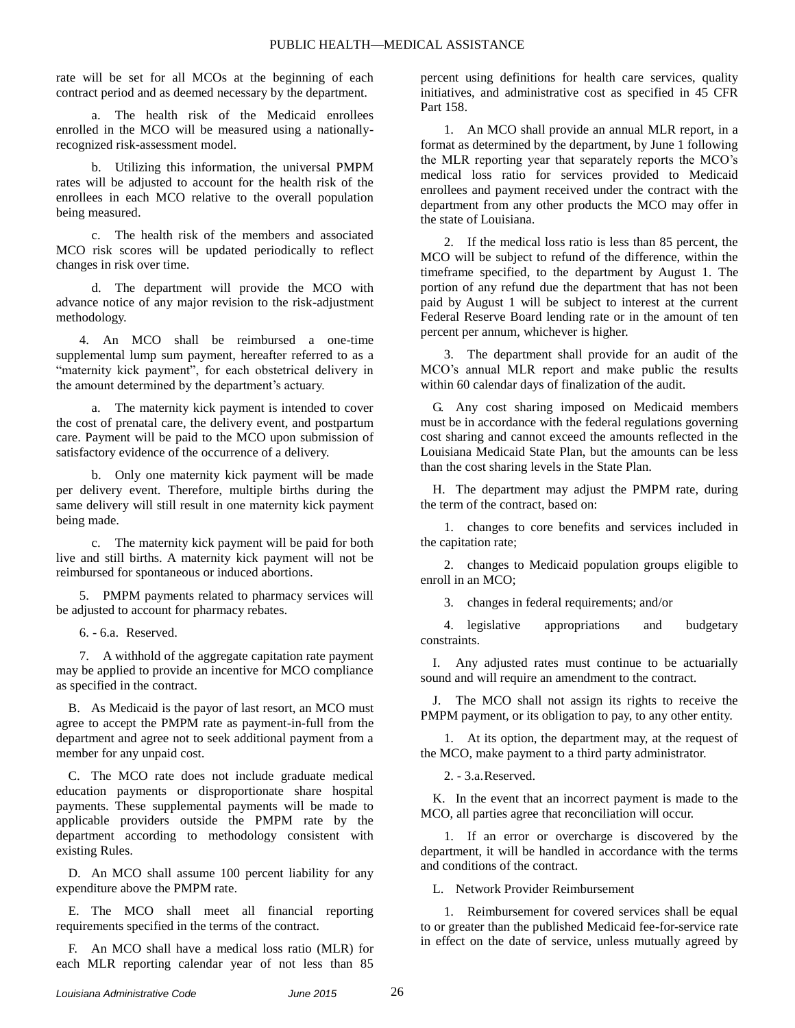rate will be set for all MCOs at the beginning of each contract period and as deemed necessary by the department.

a. The health risk of the Medicaid enrollees enrolled in the MCO will be measured using a nationally-recognized risk-assessment model.

b. Utilizing this information, the universal PMPM rates will be adjusted to account for the health risk of the enrollees in each MCO relative to the overall population being measured.

c. The health risk of the members and associated MCO risk scores will be updated periodically to reflect changes in risk over time.

d. The department will provide the MCO with advance notice of any major revision to the risk-adjustment methodology.

4. An MCO shall be reimbursed a one-time supplemental lump sum payment, hereafter referred to as a "maternity kick payment", for each obstetrical delivery in the amount determined by the department's actuary.

a. The maternity kick payment is intended to cover the cost of prenatal care, the delivery event, and postpartum care. Payment will be paid to the MCO upon submission of satisfactory evidence of the occurrence of a delivery.

b. Only one maternity kick payment will be made per delivery event. Therefore, multiple births during the same delivery will still result in one maternity kick payment being made.

c. The maternity kick payment will be paid for both live and still births. A maternity kick payment will not be reimbursed for spontaneous or induced abortions.

5. PMPM payments related to pharmacy services will be adjusted to account for pharmacy rebates.

6. - 6.a. Reserved.

7. A withhold of the aggregate capitation rate payment may be applied to provide an incentive for MCO compliance as specified in the contract.

B. As Medicaid is the payor of last resort, an MCO must agree to accept the PMPM rate as payment-in-full from the department and agree not to seek additional payment from a member for any unpaid cost.

C. The MCO rate does not include graduate medical education payments or disproportionate share hospital payments. These supplemental payments will be made to applicable providers outside the PMPM rate by the department according to methodology consistent with existing Rules.

D. An MCO shall assume 100 percent liability for any expenditure above the PMPM rate.

E. The MCO shall meet all financial reporting requirements specified in the terms of the contract.

F. An MCO shall have a medical loss ratio (MLR) for each MLR reporting calendar year of not less than 85 percent using definitions for health care services, quality initiatives, and administrative cost as specified in 45 CFR Part 158.

1. An MCO shall provide an annual MLR report, in a format as determined by the department, by June 1 following the MLR reporting year that separately reports the MCO's medical loss ratio for services provided to Medicaid enrollees and payment received under the contract with the department from any other products the MCO may offer in the state of Louisiana.

2. If the medical loss ratio is less than 85 percent, the MCO will be subject to refund of the difference, within the timeframe specified, to the department by August 1. The portion of any refund due the department that has not been paid by August 1 will be subject to interest at the current Federal Reserve Board lending rate or in the amount of ten percent per annum, whichever is higher.

3. The department shall provide for an audit of the MCO's annual MLR report and make public the results within 60 calendar days of finalization of the audit.

G. Any cost sharing imposed on Medicaid members must be in accordance with the federal regulations governing cost sharing and cannot exceed the amounts reflected in the Louisiana Medicaid State Plan, but the amounts can be less than the cost sharing levels in the State Plan.

H. The department may adjust the PMPM rate, during the term of the contract, based on:

1. changes to core benefits and services included in the capitation rate;

2. changes to Medicaid population groups eligible to enroll in an MCO;

3. changes in federal requirements; and/or

4. legislative appropriations and budgetary constraints.

I. Any adjusted rates must continue to be actuarially sound and will require an amendment to the contract.

J. The MCO shall not assign its rights to receive the PMPM payment, or its obligation to pay, to any other entity.

1. At its option, the department may, at the request of the MCO, make payment to a third party administrator.

2. - 3.a. Reserved.

K. In the event that an incorrect payment is made to the MCO, all parties agree that reconciliation will occur.

1. If an error or overcharge is discovered by the department, it will be handled in accordance with the terms and conditions of the contract.

L. Network Provider Reimbursement

1. Reimbursement for covered services shall be equal to or greater than the published Medicaid fee-for-service rate in effect on the date of service, unless mutually agreed by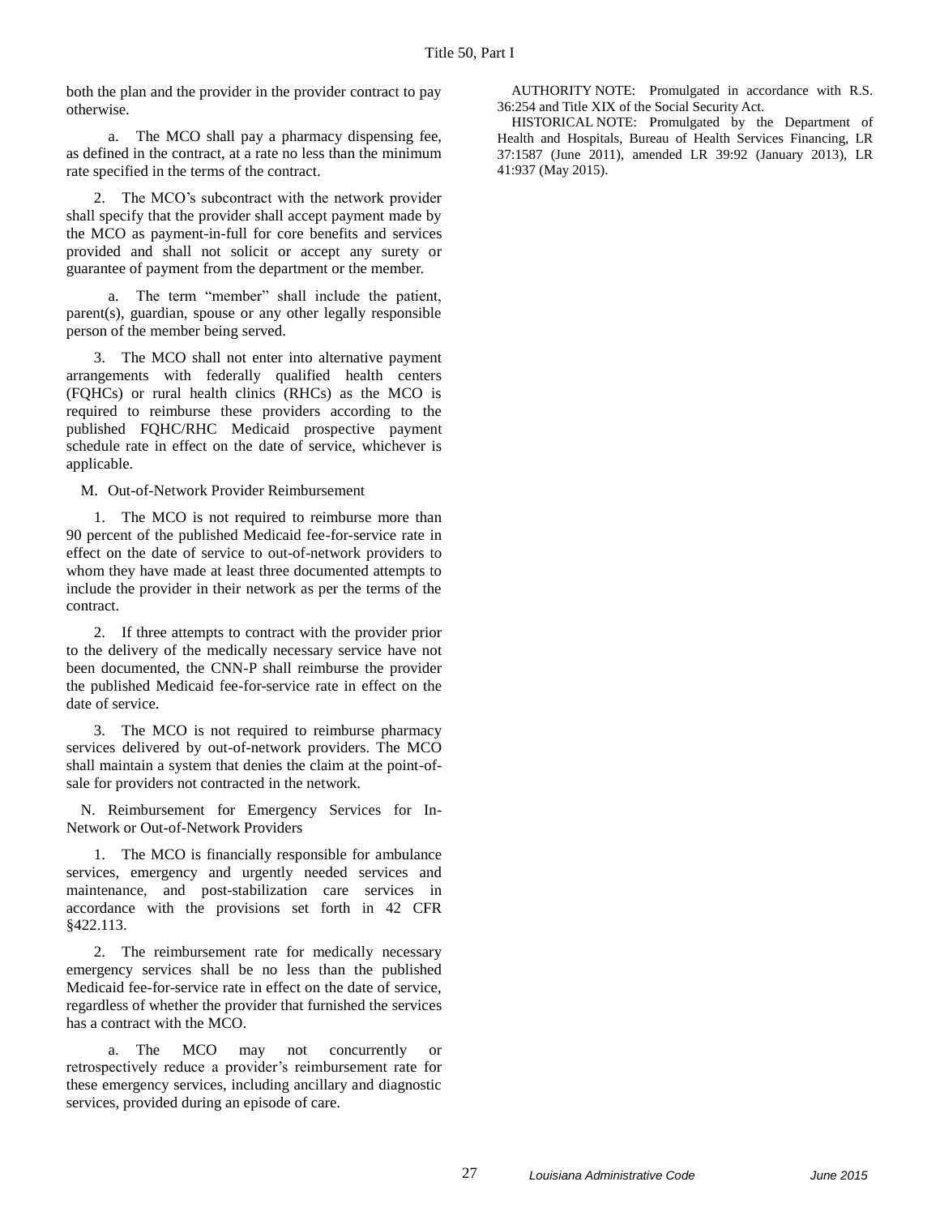both the plan and the provider in the provider contract to pay otherwise.

a. The MCO shall pay a pharmacy dispensing fee, as defined in the contract, at a rate no less than the minimum rate specified in the terms of the contract.

2. The MCO's subcontract with the network provider shall specify that the provider shall accept payment made by the MCO as payment-in-full for core benefits and services provided and shall not solicit or accept any surety or guarantee of payment from the department or the member.

a. The term "member" shall include the patient, parent(s), guardian, spouse or any other legally responsible person of the member being served.

3. The MCO shall not enter into alternative payment arrangements with federally qualified health centers (FQHCs) or rural health clinics (RHCs) as the MCO is required to reimburse these providers according to the published FQHC/RHC Medicaid prospective payment schedule rate in effect on the date of service, whichever is applicable.

M. Out-of-Network Provider Reimbursement

1. The MCO is not required to reimburse more than 90 percent of the published Medicaid fee-for-service rate in effect on the date of service to out-of-network providers to whom they have made at least three documented attempts to include the provider in their network as per the terms of the contract.

2. If three attempts to contract with the provider prior to the delivery of the medically necessary service have not been documented, the CNN-P shall reimburse the provider the published Medicaid fee-for-service rate in effect on the date of service.

3. The MCO is not required to reimburse pharmacy services delivered by out-of-network providers. The MCO shall maintain a system that denies the claim at the point-of-sale for providers not contracted in the network.

N. Reimbursement for Emergency Services for In-Network or Out-of-Network Providers

1. The MCO is financially responsible for ambulance services, emergency and urgently needed services and maintenance, and post-stabilization care services in accordance with the provisions set forth in 42 CFR §422.113.

2. The reimbursement rate for medically necessary emergency services shall be no less than the published Medicaid fee-for-service rate in effect on the date of service, regardless of whether the provider that furnished the services has a contract with the MCO.

a. The MCO may not concurrently or retrospectively reduce a provider's reimbursement rate for these emergency services, including ancillary and diagnostic services, provided during an episode of care.

AUTHORITY NOTE: Promulgated in accordance with R.S. 36:254 and Title XIX of the Social Security Act.

HISTORICAL NOTE: Promulgated by the Department of Health and Hospitals, Bureau of Health Services Financing, LR 37:1587 (June 2011), amended LR 39:92 (January 2013), LR 41:937 (May 2015).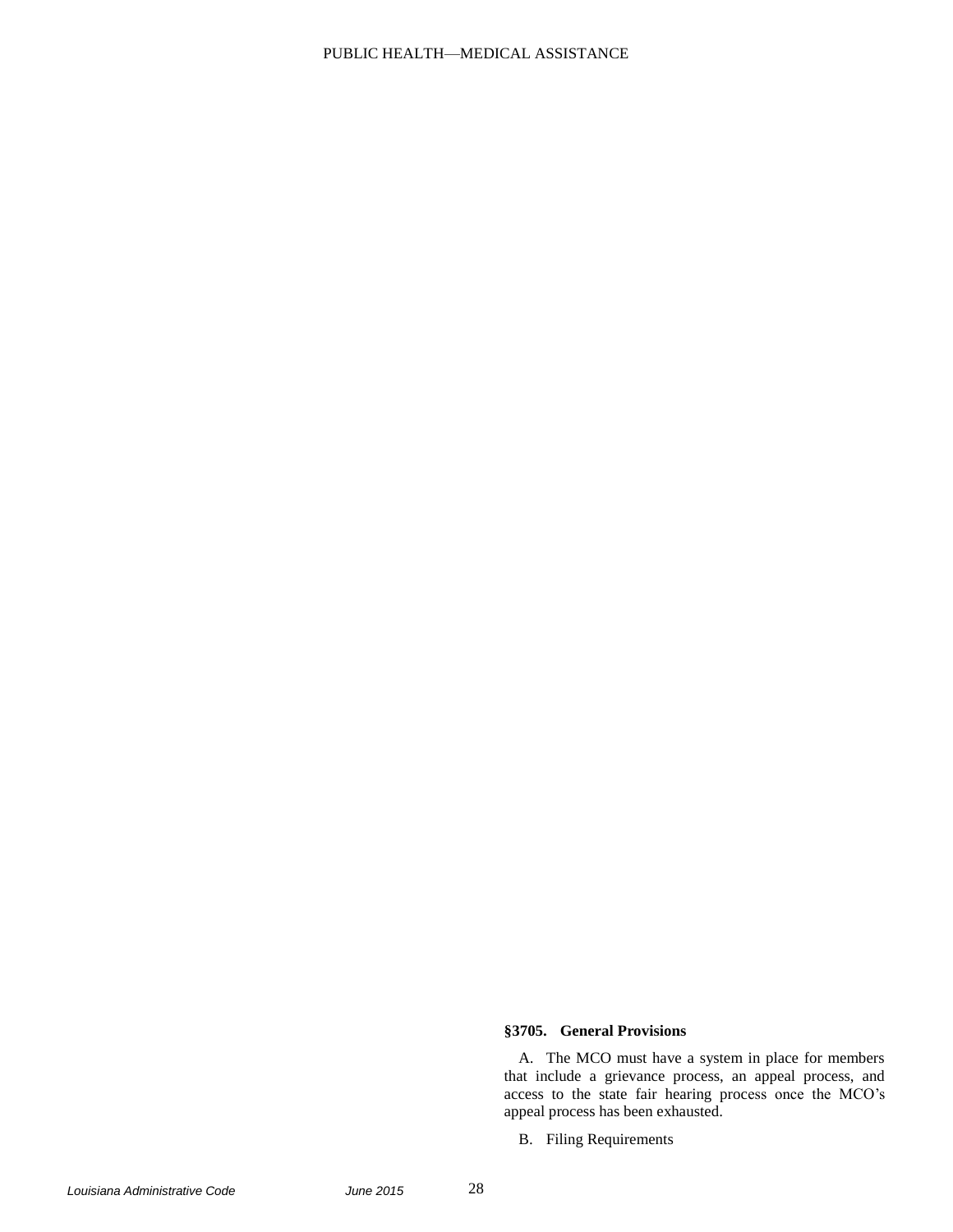### §3705. General Provisions

A. The MCO must have a system in place for members that include a grievance process, an appeal process, and access to the state fair hearing process once the MCO's appeal process has been exhausted.

B. Filing Requirements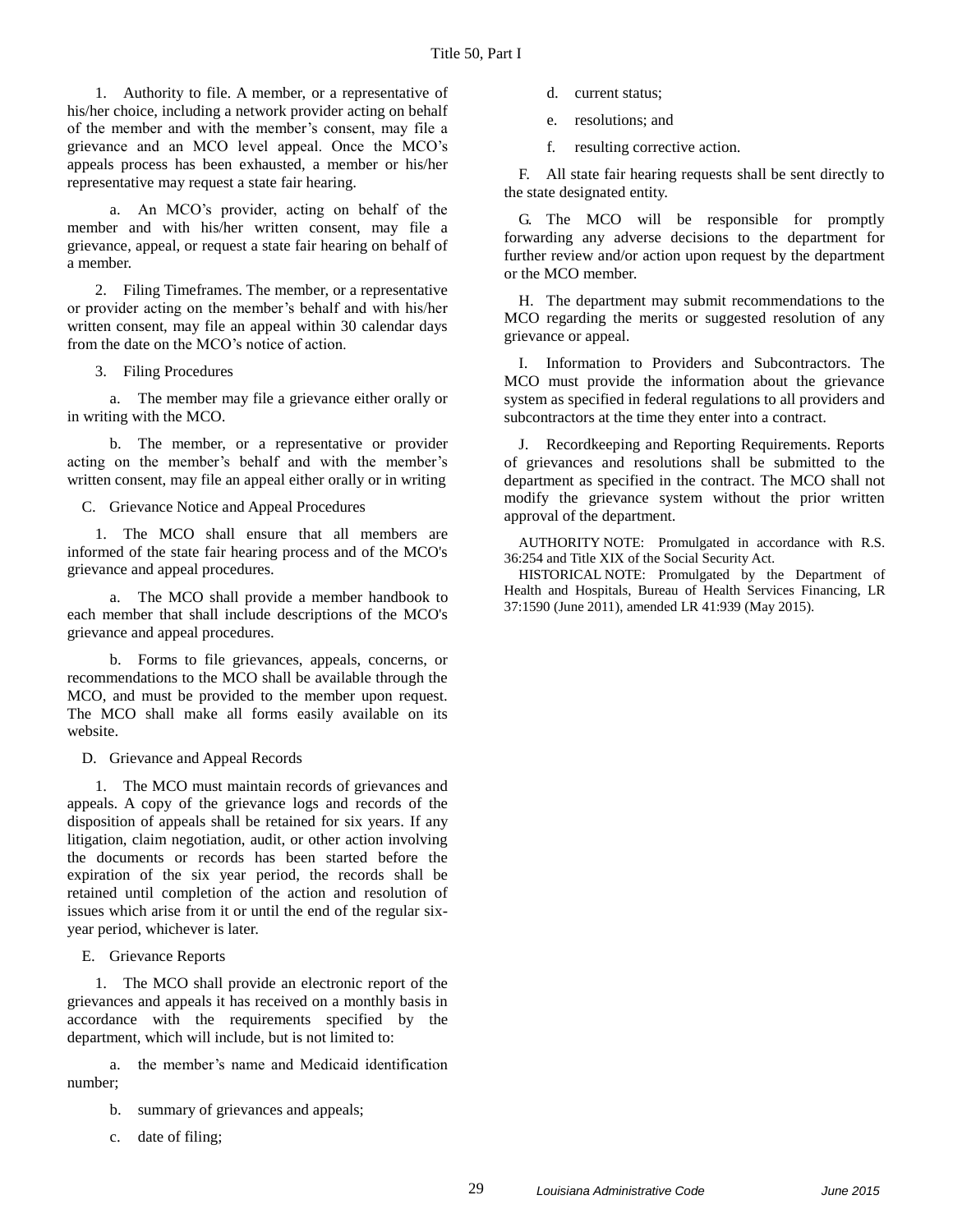1. Authority to file. A member, or a representative of his/her choice, including a network provider acting on behalf of the member and with the member's consent, may file a grievance and an MCO level appeal. Once the MCO's appeals process has been exhausted, a member or his/her representative may request a state fair hearing.

a. An MCO's provider, acting on behalf of the member and with his/her written consent, may file a grievance, appeal, or request a state fair hearing on behalf of a member.

2. Filing Timeframes. The member, or a representative or provider acting on the member's behalf and with his/her written consent, may file an appeal within 30 calendar days from the date on the MCO's notice of action.

3. Filing Procedures

a. The member may file a grievance either orally or in writing with the MCO.

b. The member, or a representative or provider acting on the member's behalf and with the member's written consent, may file an appeal either orally or in writing

C. Grievance Notice and Appeal Procedures

1. The MCO shall ensure that all members are informed of the state fair hearing process and of the MCO's grievance and appeal procedures.

a. The MCO shall provide a member handbook to each member that shall include descriptions of the MCO's grievance and appeal procedures.

b. Forms to file grievances, appeals, concerns, or recommendations to the MCO shall be available through the MCO, and must be provided to the member upon request. The MCO shall make all forms easily available on its website.

D. Grievance and Appeal Records

1. The MCO must maintain records of grievances and appeals. A copy of the grievance logs and records of the disposition of appeals shall be retained for six years. If any litigation, claim negotiation, audit, or other action involving the documents or records has been started before the expiration of the six year period, the records shall be retained until completion of the action and resolution of issues which arise from it or until the end of the regular six-year period, whichever is later.

E. Grievance Reports

1. The MCO shall provide an electronic report of the grievances and appeals it has received on a monthly basis in accordance with the requirements specified by the department, which will include, but is not limited to:

a. the member's name and Medicaid identification number;

b. summary of grievances and appeals;

c. date of filing;

d. current status;

e. resolutions; and

f. resulting corrective action.

F. All state fair hearing requests shall be sent directly to the state designated entity.

G. The MCO will be responsible for promptly forwarding any adverse decisions to the department for further review and/or action upon request by the department or the MCO member.

H. The department may submit recommendations to the MCO regarding the merits or suggested resolution of any grievance or appeal.

I. Information to Providers and Subcontractors. The MCO must provide the information about the grievance system as specified in federal regulations to all providers and subcontractors at the time they enter into a contract.

J. Recordkeeping and Reporting Requirements. Reports of grievances and resolutions shall be submitted to the department as specified in the contract. The MCO shall not modify the grievance system without the prior written approval of the department.

AUTHORITY NOTE: Promulgated in accordance with R.S. 36:254 and Title XIX of the Social Security Act.

HISTORICAL NOTE: Promulgated by the Department of Health and Hospitals, Bureau of Health Services Financing, LR 37:1590 (June 2011), amended LR 41:939 (May 2015).